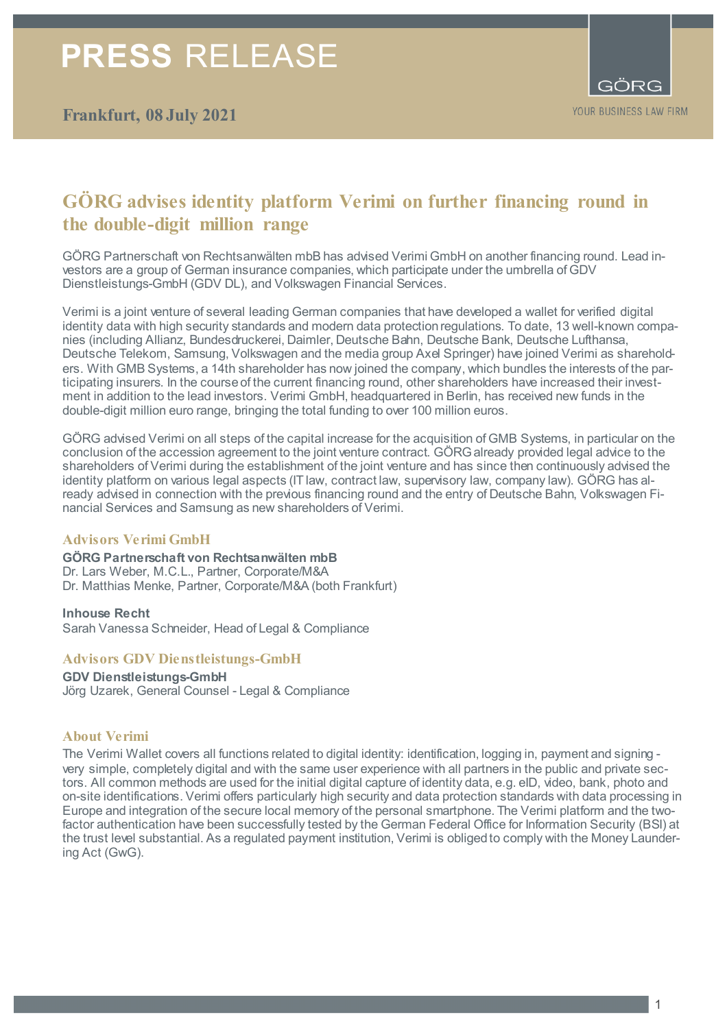# PRESS RELEASE

**Frankfurt, 08 July 2021**

GÖRG

YOUR BUSINESS LAW FIRM

## GÖRG advises identity platform Verimi on further financing round in the double-digit million range

GÖRG Partnerschaft von Rechtsanwälten mbB has advised Verimi GmbH on another financing round. Lead investors are a group of German insurance companies, which participate under the umbrella of GDV Dienstleistungs-GmbH (GDV DL), and Volkswagen Financial Services.

Verimi is a joint venture of several leading German companies that have developed a wallet for verified digital identity data with high security standards and modern data protection regulations. To date, 13 well-known companies (including Allianz, Bundesdruckerei, Daimler, Deutsche Bahn, Deutsche Bank, Deutsche Lufthansa, Deutsche Telekom, Samsung, Volkswagen and the media group Axel Springer) have joined Verimi as shareholders. With GMB Systems, a 14th shareholder has now joined the company, which bundles the interests of the participating insurers. In the course of the current financing round, other shareholders have increased their investment in addition to the lead investors. Verimi GmbH, headquartered in Berlin, has received new funds in the double-digit million euro range, bringing the total funding to over 100 million euros.

GÖRG advised Verimi on all steps of the capital increase for the acquisition of GMB Systems, in particular on the conclusion of the accession agreement to the joint venture contract. GÖRG already provided legal advice to the shareholders of Verimi during the establishment of the joint venture and has since then continuously advised the identity platform on various legal aspects (IT law, contract law, supervisory law, company law). GÖRG has already advised in connection with the previous financing round and the entry of Deutsche Bahn, Volkswagen Financial Services and Samsung as new shareholders of Verimi.

### Advisors Verimi GmbH

**GÖRG Partnerschaft von Rechtsanwälten mbB**
Dr. Lars Weber, M.C.L., Partner, Corporate/M&A
Dr. Matthias Menke, Partner, Corporate/M&A (both Frankfurt)

**Inhouse Recht**
Sarah Vanessa Schneider, Head of Legal & Compliance

### Advisors GDV Dienstleistungs-GmbH

**GDV Dienstleistungs-GmbH**
Jörg Uzarek, General Counsel - Legal & Compliance

### About Verimi

The Verimi Wallet covers all functions related to digital identity: identification, logging in, payment and signing - very simple, completely digital and with the same user experience with all partners in the public and private sectors. All common methods are used for the initial digital capture of identity data, e.g. eID, video, bank, photo and on-site identifications. Verimi offers particularly high security and data protection standards with data processing in Europe and integration of the secure local memory of the personal smartphone. The Verimi platform and the two-factor authentication have been successfully tested by the German Federal Office for Information Security (BSI) at the trust level substantial. As a regulated payment institution, Verimi is obliged to comply with the Money Laundering Act (GwG).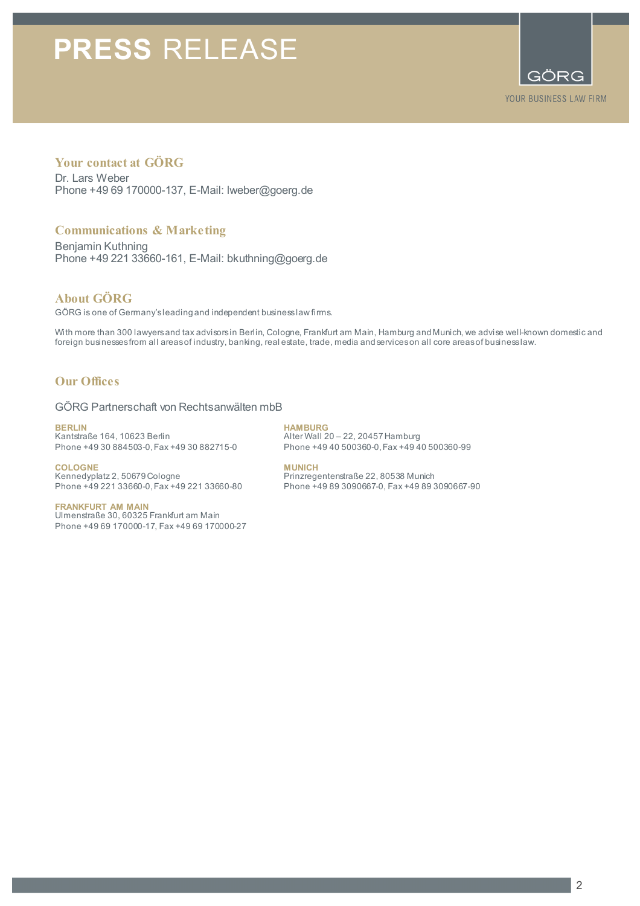# PRESS RELEASE

## Your contact at GÖRG

Dr. Lars Weber
Phone +49 69 170000-137, E-Mail: lweber@goerg.de

## Communications & Marketing

Benjamin Kuthning
Phone +49 221 33660-161, E-Mail: bkuthning@goerg.de

## About GÖRG

GÖRG is one of Germany's leading and independent business law firms.

With more than 300 lawyers and tax advisors in Berlin, Cologne, Frankfurt am Main, Hamburg and Munich, we advise well-known domestic and foreign businesses from all areas of industry, banking, real estate, trade, media and services on all core areas of business law.

## Our Offices

GÖRG Partnerschaft von Rechtsanwälten mbB

**BERLIN**
Kantstraße 164, 10623 Berlin
Phone +49 30 884503-0, Fax +49 30 882715-0

**COLOGNE**
Kennedyplatz 2, 50679 Cologne
Phone +49 221 33660-0, Fax +49 221 33660-80

**FRANKFURT AM MAIN**
Ulmenstraße 30, 60325 Frankfurt am Main
Phone +49 69 170000-17, Fax +49 69 170000-27

**HAMBURG**
Alter Wall 20 – 22, 20457 Hamburg
Phone +49 40 500360-0, Fax +49 40 500360-99

**MUNICH**
Prinzregentenstraße 22, 80538 Munich
Phone +49 89 3090667-0, Fax +49 89 3090667-90